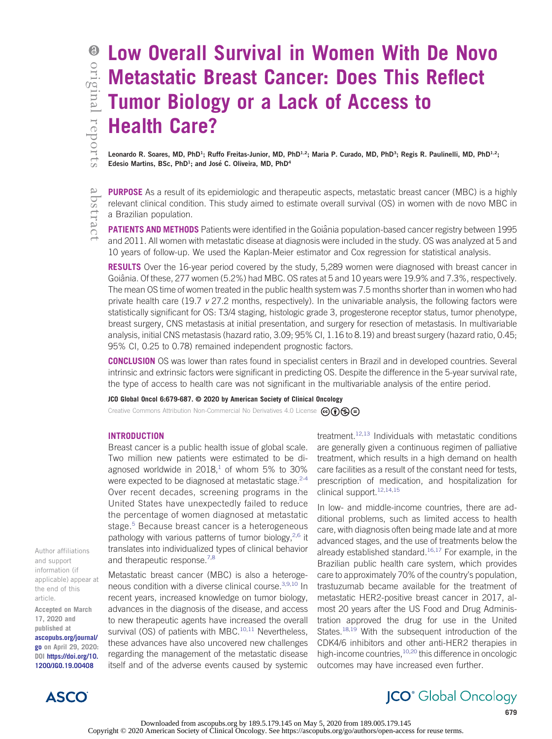# Low Overall Survival in Women With De Novo Metastatic Breast Cancer: Does This Reflect Tumor Biology or a Lack of Access to Health Care?

Leonardo R. Soares, MD, PhD[1]; Ruffo Freitas-Junior, MD, PhD[1,2]; Maria P. Curado, MD, PhD[3]; Regis R. Paulinelli, MD, PhD[1,2]; Edesio Martins, BSc, PhD[1]; and José C. Oliveira, MD, PhD[4]

**PURPOSE** As a result of its epidemiologic and therapeutic aspects, metastatic breast cancer (MBC) is a highly relevant clinical condition. This study aimed to estimate overall survival (OS) in women with de novo MBC in a Brazilian population.

**PATIENTS AND METHODS** Patients were identified in the Goiânia population-based cancer registry between 1995 and 2011. All women with metastatic disease at diagnosis were included in the study. OS was analyzed at 5 and 10 years of follow-up. We used the Kaplan-Meier estimator and Cox regression for statistical analysis.

**RESULTS** Over the 16-year period covered by the study, 5,289 women were diagnosed with breast cancer in Goiânia. Of these, 277 women (5.2%) had MBC. OS rates at 5 and 10 years were 19.9% and 7.3%, respectively. The mean OS time of women treated in the public health system was 7.5 months shorter than in women who had private health care (19.7 *v* 27.2 months, respectively). In the univariable analysis, the following factors were statistically significant for OS: T3/4 staging, histologic grade 3, progesterone receptor status, tumor phenotype, breast surgery, CNS metastasis at initial presentation, and surgery for resection of metastasis. In multivariable analysis, initial CNS metastasis (hazard ratio, 3.09; 95% CI, 1.16 to 8.19) and breast surgery (hazard ratio, 0.45; 95% CI, 0.25 to 0.78) remained independent prognostic factors.

**CONCLUSION** OS was lower than rates found in specialist centers in Brazil and in developed countries. Several intrinsic and extrinsic factors were significant in predicting OS. Despite the difference in the 5-year survival rate, the type of access to health care was not significant in the multivariable analysis of the entire period.

JCO Global Oncol 6:679-687. © 2020 by American Society of Clinical Oncology

Creative Commons Attribution Non-Commercial No Derivatives 4.0 License

## INTRODUCTION

Breast cancer is a public health issue of global scale. Two million new patients were estimated to be diagnosed worldwide in 2018,[1] of whom 5% to 30% were expected to be diagnosed at metastatic stage.[2-4] Over recent decades, screening programs in the United States have unexpectedly failed to reduce the percentage of women diagnosed at metastatic stage.[5] Because breast cancer is a heterogeneous pathology with various patterns of tumor biology,[2,6] it translates into individualized types of clinical behavior and therapeutic response.[7,8]

Metastatic breast cancer (MBC) is also a heterogeneous condition with a diverse clinical course.[3,9,10] In recent years, increased knowledge on tumor biology, advances in the diagnosis of the disease, and access to new therapeutic agents have increased the overall survival (OS) of patients with MBC.[10,11] Nevertheless, these advances have also uncovered new challenges regarding the management of the metastatic disease itself and of the adverse events caused by systemic treatment.[12,13] Individuals with metastatic conditions are generally given a continuous regimen of palliative treatment, which results in a high demand on health care facilities as a result of the constant need for tests, prescription of medication, and hospitalization for clinical support.[12,14,15]

In low- and middle-income countries, there are additional problems, such as limited access to health care, with diagnosis often being made late and at more advanced stages, and the use of treatments below the already established standard.[16,17] For example, in the Brazilian public health care system, which provides care to approximately 70% of the country's population, trastuzumab became available for the treatment of metastatic HER2-positive breast cancer in 2017, almost 20 years after the US Food and Drug Administration approved the drug for use in the United States.[18,19] With the subsequent introduction of the CDK4/6 inhibitors and other anti-HER2 therapies in high-income countries,[10,20] this difference in oncologic outcomes may have increased even further.

Author affiliations and support information (if applicable) appear at the end of this article.

Accepted on March 17, 2020 and published at ascopubs.org/journal/go on April 29, 2020: DOI https://doi.org/10.1200/JGO.19.00408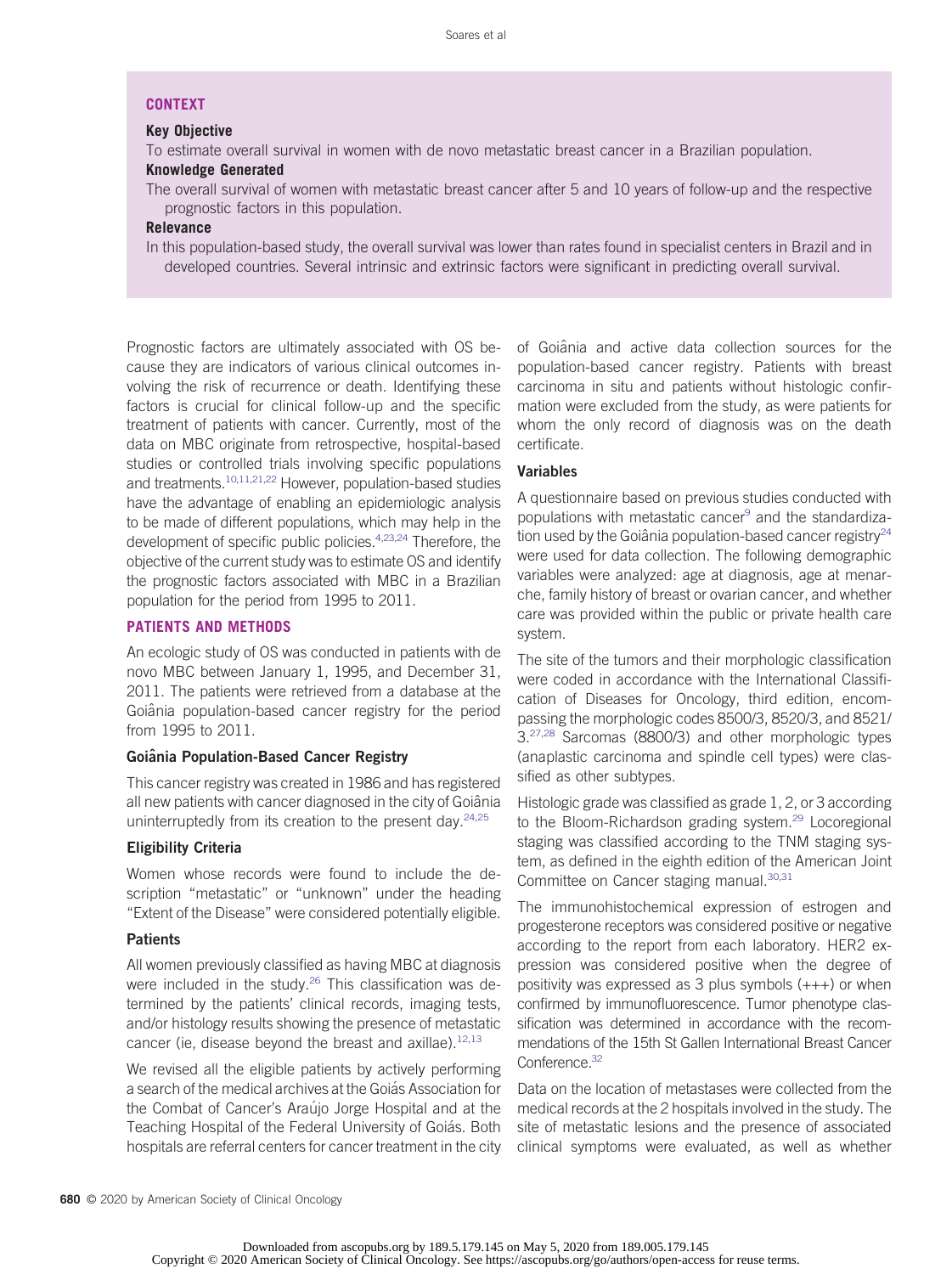## CONTEXT

**Key Objective**

To estimate overall survival in women with de novo metastatic breast cancer in a Brazilian population.

**Knowledge Generated**

The overall survival of women with metastatic breast cancer after 5 and 10 years of follow-up and the respective prognostic factors in this population.

**Relevance**

In this population-based study, the overall survival was lower than rates found in specialist centers in Brazil and in developed countries. Several intrinsic and extrinsic factors were significant in predicting overall survival.

Prognostic factors are ultimately associated with OS because they are indicators of various clinical outcomes involving the risk of recurrence or death. Identifying these factors is crucial for clinical follow-up and the specific treatment of patients with cancer. Currently, most of the data on MBC originate from retrospective, hospital-based studies or controlled trials involving specific populations and treatments.[10,11,21,22] However, population-based studies have the advantage of enabling an epidemiologic analysis to be made of different populations, which may help in the development of specific public policies.[4,23,24] Therefore, the objective of the current study was to estimate OS and identify the prognostic factors associated with MBC in a Brazilian population for the period from 1995 to 2011.

## PATIENTS AND METHODS

An ecologic study of OS was conducted in patients with de novo MBC between January 1, 1995, and December 31, 2011. The patients were retrieved from a database at the Goiânia population-based cancer registry for the period from 1995 to 2011.

### Goiânia Population-Based Cancer Registry

This cancer registry was created in 1986 and has registered all new patients with cancer diagnosed in the city of Goiânia uninterruptedly from its creation to the present day.[24,25]

### Eligibility Criteria

Women whose records were found to include the description "metastatic" or "unknown" under the heading "Extent of the Disease" were considered potentially eligible.

### Patients

All women previously classified as having MBC at diagnosis were included in the study.[26] This classification was determined by the patients' clinical records, imaging tests, and/or histology results showing the presence of metastatic cancer (ie, disease beyond the breast and axillae).[12,13]

We revised all the eligible patients by actively performing a search of the medical archives at the Goiás Association for the Combat of Cancer's Araújo Jorge Hospital and at the Teaching Hospital of the Federal University of Goiás. Both hospitals are referral centers for cancer treatment in the city of Goiânia and active data collection sources for the population-based cancer registry. Patients with breast carcinoma in situ and patients without histologic confirmation were excluded from the study, as were patients for whom the only record of diagnosis was on the death certificate.

### Variables

A questionnaire based on previous studies conducted with populations with metastatic cancer[9] and the standardization used by the Goiânia population-based cancer registry[24] were used for data collection. The following demographic variables were analyzed: age at diagnosis, age at menarche, family history of breast or ovarian cancer, and whether care was provided within the public or private health care system.

The site of the tumors and their morphologic classification were coded in accordance with the International Classification of Diseases for Oncology, third edition, encompassing the morphologic codes 8500/3, 8520/3, and 8521/3.[27,28] Sarcomas (8800/3) and other morphologic types (anaplastic carcinoma and spindle cell types) were classified as other subtypes.

Histologic grade was classified as grade 1, 2, or 3 according to the Bloom-Richardson grading system.[29] Locoregional staging was classified according to the TNM staging system, as defined in the eighth edition of the American Joint Committee on Cancer staging manual.[30,31]

The immunohistochemical expression of estrogen and progesterone receptors was considered positive or negative according to the report from each laboratory. HER2 expression was considered positive when the degree of positivity was expressed as 3 plus symbols (+++) or when confirmed by immunofluorescence. Tumor phenotype classification was determined in accordance with the recommendations of the 15th St Gallen International Breast Cancer Conference.[32]

Data on the location of metastases were collected from the medical records at the 2 hospitals involved in the study. The site of metastatic lesions and the presence of associated clinical symptoms were evaluated, as well as whether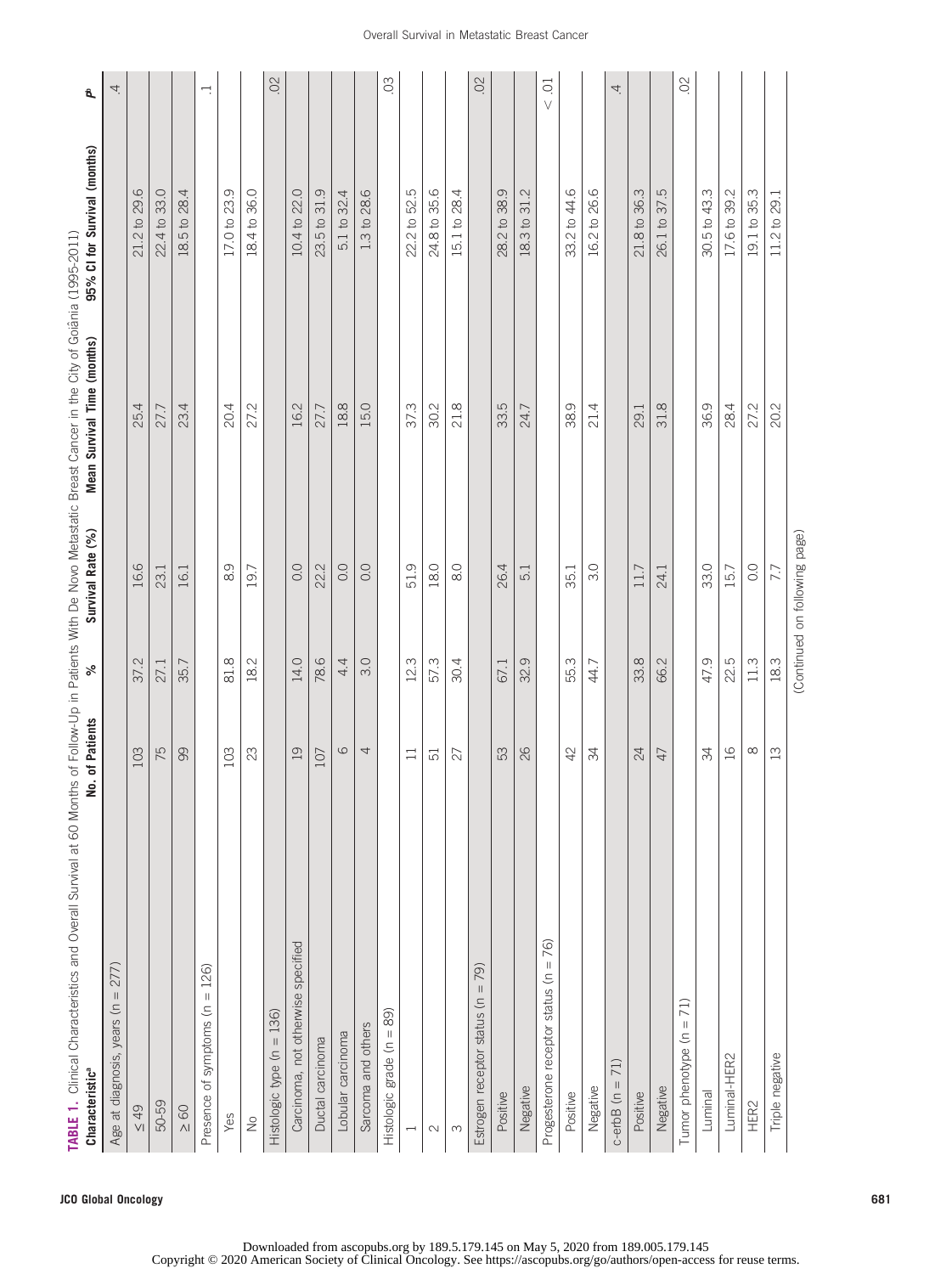**TABLE 1.** Clinical Characteristics and Overall Survival at 60 Months of Follow-Up in Patients With De Novo Metastatic Breast Cancer in the City of Goiânia (1995-2011)

| Characteristic[a] | No. of Patients | % | Survival Rate (%) | Mean Survival Time (months) | 95% CI for Survival (months) | P[b] |
|---|---|---|---|---|---|---|
| Age at diagnosis, years (n = 277) | | | | | | .4 |
| ≤ 49 | 103 | 37.2 | 16.6 | 25.4 | 21.2 to 29.6 | |
| 50-59 | 75 | 27.1 | 23.1 | 27.7 | 22.4 to 33.0 | |
| ≥ 60 | 99 | 35.7 | 16.1 | 23.4 | 18.5 to 28.4 | |
| Presence of symptoms (n = 126) | | | | | | .1 |
| Yes | 103 | 81.8 | 8.9 | 20.4 | 17.0 to 23.9 | |
| No | 23 | 18.2 | 19.7 | 27.2 | 18.4 to 36.0 | |
| Histologic type (n = 136) | | | | | | .02 |
| Carcinoma, not otherwise specified | 19 | 14.0 | 0.0 | 16.2 | 10.4 to 22.0 | |
| Ductal carcinoma | 107 | 78.6 | 22.2 | 27.7 | 23.5 to 31.9 | |
| Lobular carcinoma | 6 | 4.4 | 0.0 | 18.8 | 5.1 to 32.4 | |
| Sarcoma and others | 4 | 3.0 | 0.0 | 15.0 | 1.3 to 28.6 | |
| Histologic grade (n = 89) | | | | | | .03 |
| 1 | 11 | 12.3 | 51.9 | 37.3 | 22.2 to 52.5 | |
| 2 | 51 | 57.3 | 18.0 | 30.2 | 24.8 to 35.6 | |
| 3 | 27 | 30.4 | 8.0 | 21.8 | 15.1 to 28.4 | |
| Estrogen receptor status (n = 79) | | | | | | .02 |
| Positive | 53 | 67.1 | 26.4 | 33.5 | 28.2 to 38.9 | |
| Negative | 26 | 32.9 | 5.1 | 24.7 | 18.3 to 31.2 | |
| Progesterone receptor status (n = 76) | | | | | | < .01 |
| Positive | 42 | 55.3 | 35.1 | 38.9 | 33.2 to 44.6 | |
| Negative | 34 | 44.7 | 3.0 | 21.4 | 16.2 to 26.6 | |
| c-erbB (n = 71) | | | | | | .4 |
| Positive | 24 | 33.8 | 11.7 | 29.1 | 21.8 to 36.3 | |
| Negative | 47 | 66.2 | 24.1 | 31.8 | 26.1 to 37.5 | |
| Tumor phenotype (n = 71) | | | | | | .02 |
| Luminal | 34 | 47.9 | 33.0 | 36.9 | 30.5 to 43.3 | |
| Luminal-HER2 | 16 | 22.5 | 15.7 | 28.4 | 17.6 to 39.2 | |
| HER2 | 8 | 11.3 | 0.0 | 27.2 | 19.1 to 35.3 | |
| Triple negative | 13 | 18.3 | 7.7 | 20.2 | 11.2 to 29.1 | |

(Continued on following page)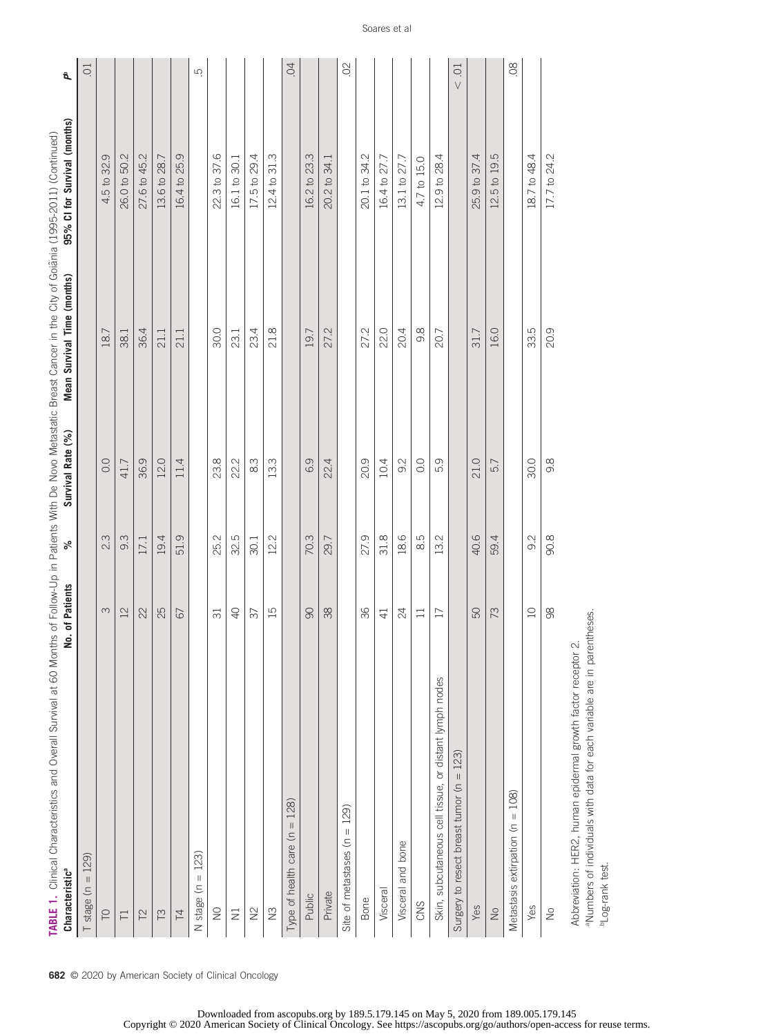**TABLE 1.** Clinical Characteristics and Overall Survival at 60 Months of Follow-Up in Patients With De Novo Metastatic Breast Cancer in the City of Goiânia (1995-2011) (Continued)

| Characteristic[a] | No. of Patients | % | Survival Rate (%) | Mean Survival Time (months) | 95% CI for Survival (months) | P[b] |
|---|---|---|---|---|---|---|
| T stage (n = 129) | | | | | | .01 |
| T0 | 3 | 2.3 | 0.0 | 18.7 | 4.5 to 32.9 | |
| T1 | 12 | 9.3 | 41.7 | 38.1 | 26.0 to 50.2 | |
| T2 | 22 | 17.1 | 36.9 | 36.4 | 27.6 to 45.2 | |
| T3 | 25 | 19.4 | 12.0 | 21.1 | 13.6 to 28.7 | |
| T4 | 67 | 51.9 | 11.4 | 21.1 | 16.4 to 25.9 | |
| N stage (n = 123) | | | | | | .5 |
| N0 | 31 | 25.2 | 23.8 | 30.0 | 22.3 to 37.6 | |
| N1 | 40 | 32.5 | 22.2 | 23.1 | 16.1 to 30.1 | |
| N2 | 37 | 30.1 | 8.3 | 23.4 | 17.5 to 29.4 | |
| N3 | 15 | 12.2 | 13.3 | 21.8 | 12.4 to 31.3 | |
| Type of health care (n = 128) | | | | | | .04 |
| Public | 90 | 70.3 | 6.9 | 19.7 | 16.2 to 23.3 | |
| Private | 38 | 29.7 | 22.4 | 27.2 | 20.2 to 34.1 | |
| Site of metastases (n = 129) | | | | | | .02 |
| Bone | 36 | 27.9 | 20.9 | 27.2 | 20.1 to 34.2 | |
| Visceral | 41 | 31.8 | 10.4 | 22.0 | 16.4 to 27.7 | |
| Visceral and bone | 24 | 18.6 | 9.2 | 20.4 | 13.1 to 27.7 | |
| CNS | 11 | 8.5 | 0.0 | 9.8 | 4.7 to 15.0 | |
| Skin, subcutaneous cell tissue, or distant lymph nodes | 17 | 13.2 | 5.9 | 20.7 | 12.9 to 28.4 | |
| Surgery to resect breast tumor (n = 123) | | | | | | < .01 |
| Yes | 50 | 40.6 | 21.0 | 31.7 | 25.9 to 37.4 | |
| No | 73 | 59.4 | 5.7 | 16.0 | 12.5 to 19.5 | |
| Metastasis extirpation (n = 108) | | | | | | .08 |
| Yes | 10 | 9.2 | 30.0 | 33.5 | 18.7 to 48.4 | |
| No | 98 | 90.8 | 9.8 | 20.9 | 17.7 to 24.2 | |

Abbreviation: HER2, human epidermal growth factor receptor 2.

[a]Numbers of individuals with data for each variable are in parentheses.

[b]Log-rank test.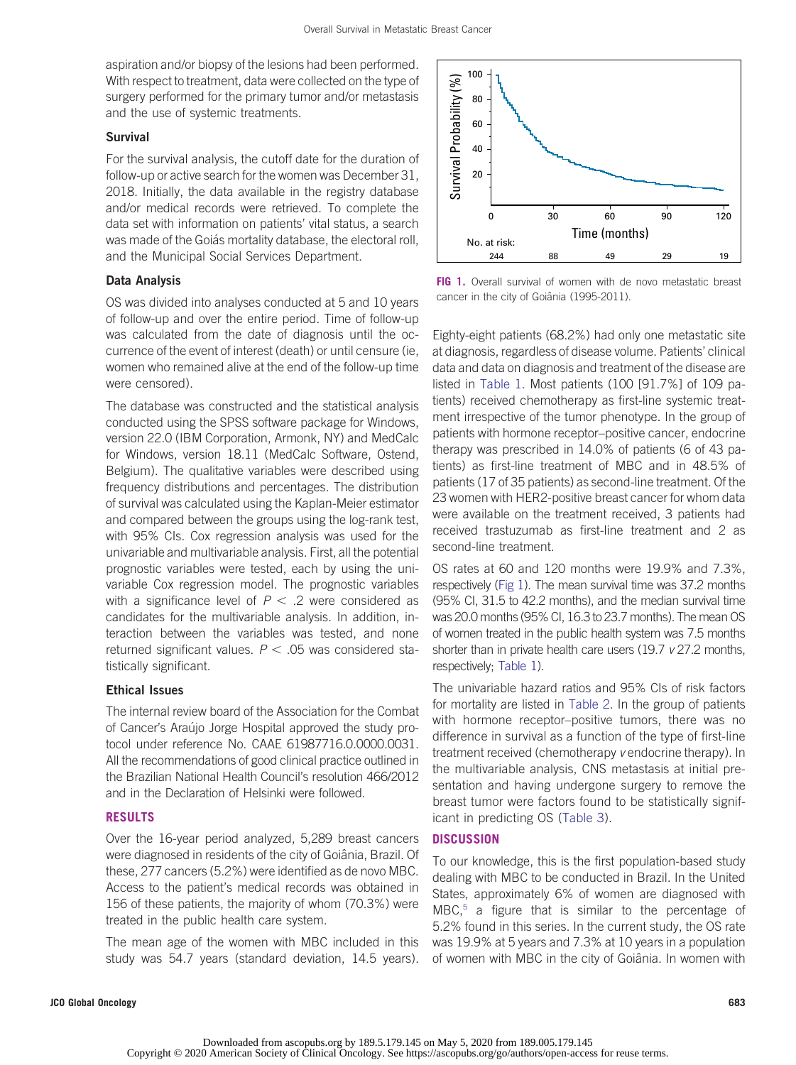aspiration and/or biopsy of the lesions had been performed. With respect to treatment, data were collected on the type of surgery performed for the primary tumor and/or metastasis and the use of systemic treatments.

### Survival

For the survival analysis, the cutoff date for the duration of follow-up or active search for the women was December 31, 2018. Initially, the data available in the registry database and/or medical records were retrieved. To complete the data set with information on patients' vital status, a search was made of the Goiás mortality database, the electoral roll, and the Municipal Social Services Department.

### Data Analysis

OS was divided into analyses conducted at 5 and 10 years of follow-up and over the entire period. Time of follow-up was calculated from the date of diagnosis until the occurrence of the event of interest (death) or until censure (ie, women who remained alive at the end of the follow-up time were censored).

The database was constructed and the statistical analysis conducted using the SPSS software package for Windows, version 22.0 (IBM Corporation, Armonk, NY) and MedCalc for Windows, version 18.11 (MedCalc Software, Ostend, Belgium). The qualitative variables were described using frequency distributions and percentages. The distribution of survival was calculated using the Kaplan-Meier estimator and compared between the groups using the log-rank test, with 95% CIs. Cox regression analysis was used for the univariable and multivariable analysis. First, all the potential prognostic variables were tested, each by using the univariable Cox regression model. The prognostic variables with a significance level of $P < .2$ were considered as candidates for the multivariable analysis. In addition, interaction between the variables was tested, and none returned significant values. $P < .05$ was considered statistically significant.

### Ethical Issues

The internal review board of the Association for the Combat of Cancer's Araújo Jorge Hospital approved the study protocol under reference No. CAAE 61987716.0.0000.0031. All the recommendations of good clinical practice outlined in the Brazilian National Health Council's resolution 466/2012 and in the Declaration of Helsinki were followed.

## RESULTS

Over the 16-year period analyzed, 5,289 breast cancers were diagnosed in residents of the city of Goiânia, Brazil. Of these, 277 cancers (5.2%) were identified as de novo MBC. Access to the patient's medical records was obtained in 156 of these patients, the majority of whom (70.3%) were treated in the public health care system.

The mean age of the women with MBC included in this study was 54.7 years (standard deviation, 14.5 years).

**FIG 1.** Overall survival of women with de novo metastatic breast cancer in the city of Goiânia (1995-2011).

Eighty-eight patients (68.2%) had only one metastatic site at diagnosis, regardless of disease volume. Patients' clinical data and data on diagnosis and treatment of the disease are listed in Table 1. Most patients (100 [91.7%] of 109 patients) received chemotherapy as first-line systemic treatment irrespective of the tumor phenotype. In the group of patients with hormone receptor–positive cancer, endocrine therapy was prescribed in 14.0% of patients (6 of 43 patients) as first-line treatment of MBC and in 48.5% of patients (17 of 35 patients) as second-line treatment. Of the 23 women with HER2-positive breast cancer for whom data were available on the treatment received, 3 patients had received trastuzumab as first-line treatment and 2 as second-line treatment.

OS rates at 60 and 120 months were 19.9% and 7.3%, respectively (Fig 1). The mean survival time was 37.2 months (95% CI, 31.5 to 42.2 months), and the median survival time was 20.0 months (95% CI, 16.3 to 23.7 months). The mean OS of women treated in the public health system was 7.5 months shorter than in private health care users (19.7 *v* 27.2 months, respectively; Table 1).

The univariable hazard ratios and 95% CIs of risk factors for mortality are listed in Table 2. In the group of patients with hormone receptor–positive tumors, there was no difference in survival as a function of the type of first-line treatment received (chemotherapy *v* endocrine therapy). In the multivariable analysis, CNS metastasis at initial presentation and having undergone surgery to remove the breast tumor were factors found to be statistically significant in predicting OS (Table 3).

## DISCUSSION

To our knowledge, this is the first population-based study dealing with MBC to be conducted in Brazil. In the United States, approximately 6% of women are diagnosed with MBC,[5] a figure that is similar to the percentage of 5.2% found in this series. In the current study, the OS rate was 19.9% at 5 years and 7.3% at 10 years in a population of women with MBC in the city of Goiânia. In women with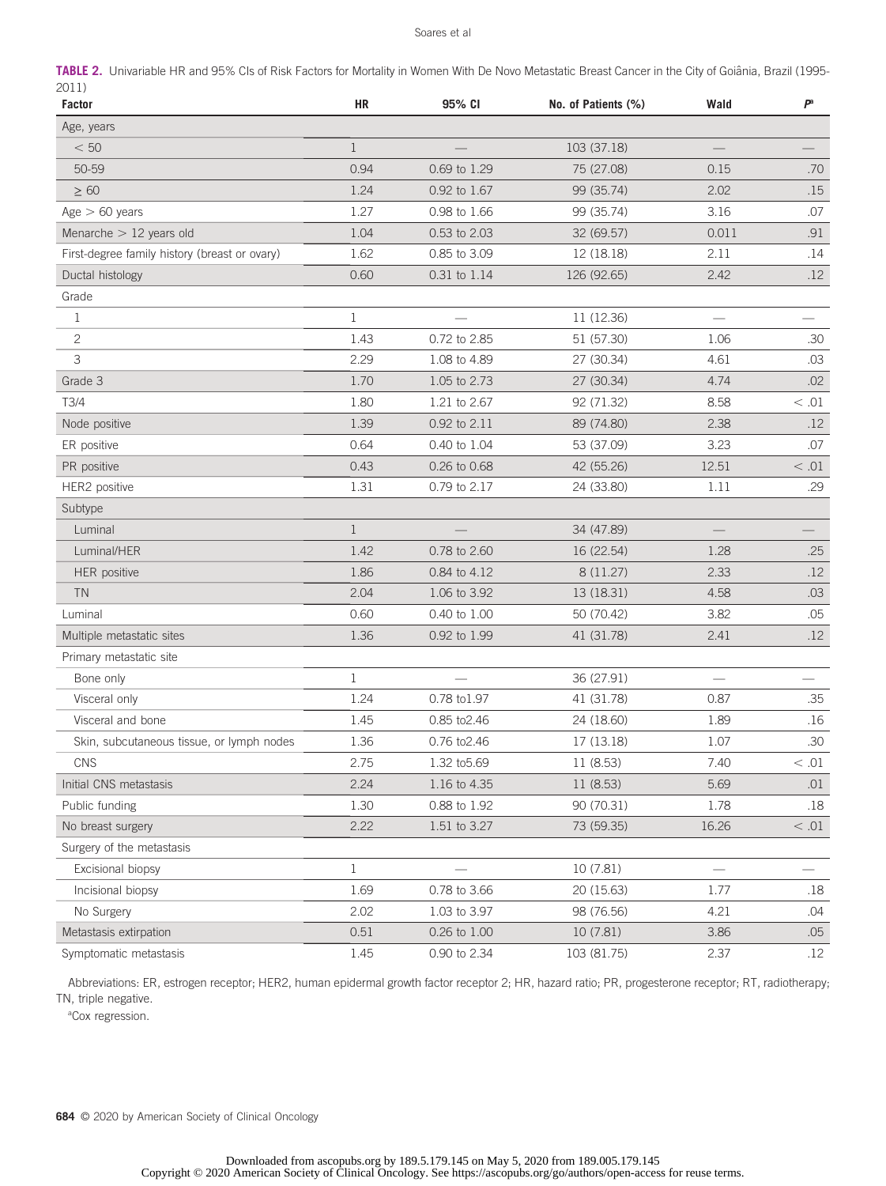**TABLE 2.** Univariable HR and 95% CIs of Risk Factors for Mortality in Women With De Novo Metastatic Breast Cancer in the City of Goiânia, Brazil (1995-2011)

| Factor | HR | 95% CI | No. of Patients (%) | Wald | P[a] |
|---|---|---|---|---|---|
| Age, years | | | | | |
| < 50 | 1 | — | 103 (37.18) | — | — |
| 50-59 | 0.94 | 0.69 to 1.29 | 75 (27.08) | 0.15 | .70 |
| ≥ 60 | 1.24 | 0.92 to 1.67 | 99 (35.74) | 2.02 | .15 |
| Age > 60 years | 1.27 | 0.98 to 1.66 | 99 (35.74) | 3.16 | .07 |
| Menarche > 12 years old | 1.04 | 0.53 to 2.03 | 32 (69.57) | 0.011 | .91 |
| First-degree family history (breast or ovary) | 1.62 | 0.85 to 3.09 | 12 (18.18) | 2.11 | .14 |
| Ductal histology | 0.60 | 0.31 to 1.14 | 126 (92.65) | 2.42 | .12 |
| Grade | | | | | |
| 1 | 1 | — | 11 (12.36) | — | — |
| 2 | 1.43 | 0.72 to 2.85 | 51 (57.30) | 1.06 | .30 |
| 3 | 2.29 | 1.08 to 4.89 | 27 (30.34) | 4.61 | .03 |
| Grade 3 | 1.70 | 1.05 to 2.73 | 27 (30.34) | 4.74 | .02 |
| T3/4 | 1.80 | 1.21 to 2.67 | 92 (71.32) | 8.58 | < .01 |
| Node positive | 1.39 | 0.92 to 2.11 | 89 (74.80) | 2.38 | .12 |
| ER positive | 0.64 | 0.40 to 1.04 | 53 (37.09) | 3.23 | .07 |
| PR positive | 0.43 | 0.26 to 0.68 | 42 (55.26) | 12.51 | < .01 |
| HER2 positive | 1.31 | 0.79 to 2.17 | 24 (33.80) | 1.11 | .29 |
| Subtype | | | | | |
| Luminal | 1 | — | 34 (47.89) | — | — |
| Luminal/HER | 1.42 | 0.78 to 2.60 | 16 (22.54) | 1.28 | .25 |
| HER positive | 1.86 | 0.84 to 4.12 | 8 (11.27) | 2.33 | .12 |
| TN | 2.04 | 1.06 to 3.92 | 13 (18.31) | 4.58 | .03 |
| Luminal | 0.60 | 0.40 to 1.00 | 50 (70.42) | 3.82 | .05 |
| Multiple metastatic sites | 1.36 | 0.92 to 1.99 | 41 (31.78) | 2.41 | .12 |
| Primary metastatic site | | | | | |
| Bone only | 1 | — | 36 (27.91) | — | — |
| Visceral only | 1.24 | 0.78 to1.97 | 41 (31.78) | 0.87 | .35 |
| Visceral and bone | 1.45 | 0.85 to2.46 | 24 (18.60) | 1.89 | .16 |
| Skin, subcutaneous tissue, or lymph nodes | 1.36 | 0.76 to2.46 | 17 (13.18) | 1.07 | .30 |
| CNS | 2.75 | 1.32 to5.69 | 11 (8.53) | 7.40 | < .01 |
| Initial CNS metastasis | 2.24 | 1.16 to 4.35 | 11 (8.53) | 5.69 | .01 |
| Public funding | 1.30 | 0.88 to 1.92 | 90 (70.31) | 1.78 | .18 |
| No breast surgery | 2.22 | 1.51 to 3.27 | 73 (59.35) | 16.26 | < .01 |
| Surgery of the metastasis | | | | | |
| Excisional biopsy | 1 | — | 10 (7.81) | — | — |
| Incisional biopsy | 1.69 | 0.78 to 3.66 | 20 (15.63) | 1.77 | .18 |
| No Surgery | 2.02 | 1.03 to 3.97 | 98 (76.56) | 4.21 | .04 |
| Metastasis extirpation | 0.51 | 0.26 to 1.00 | 10 (7.81) | 3.86 | .05 |
| Symptomatic metastasis | 1.45 | 0.90 to 2.34 | 103 (81.75) | 2.37 | .12 |

Abbreviations: ER, estrogen receptor; HER2, human epidermal growth factor receptor 2; HR, hazard ratio; PR, progesterone receptor; RT, radiotherapy; TN, triple negative.

[a]Cox regression.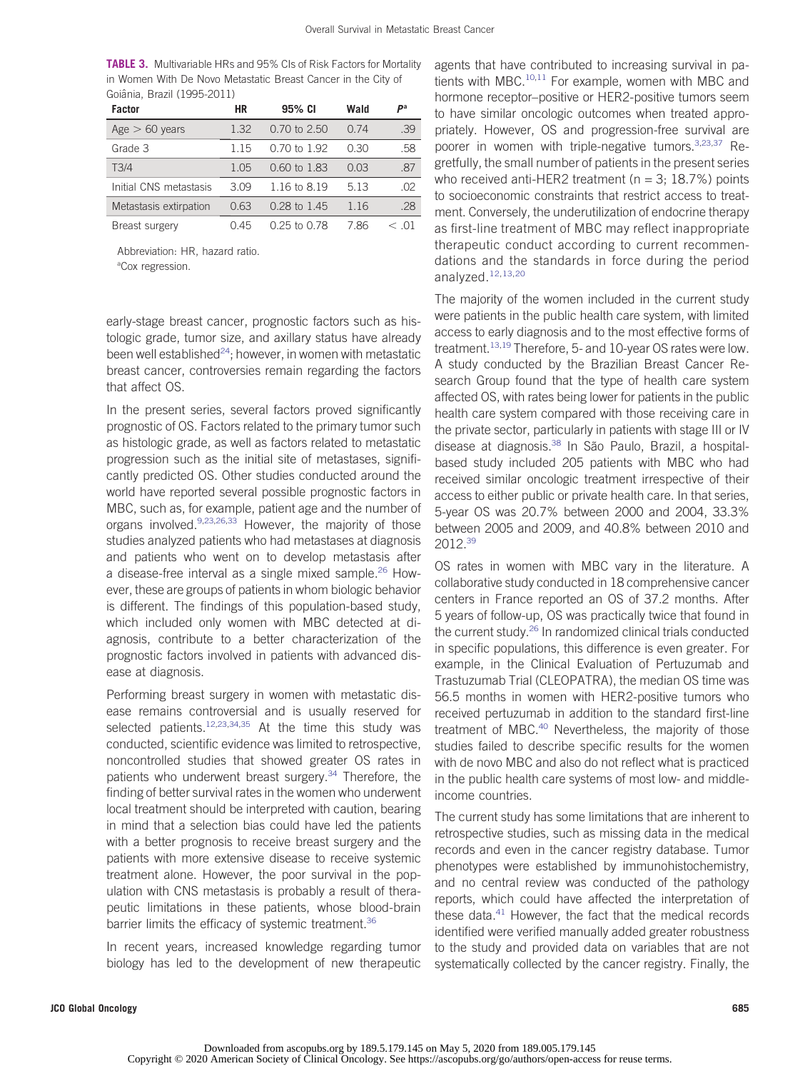**TABLE 3.** Multivariable HRs and 95% CIs of Risk Factors for Mortality in Women With De Novo Metastatic Breast Cancer in the City of Goiânia, Brazil (1995-2011)

| Factor | HR | 95% CI | Wald | P[a] |
|---|---|---|---|---|
| Age > 60 years | 1.32 | 0.70 to 2.50 | 0.74 | .39 |
| Grade 3 | 1.15 | 0.70 to 1.92 | 0.30 | .58 |
| T3/4 | 1.05 | 0.60 to 1.83 | 0.03 | .87 |
| Initial CNS metastasis | 3.09 | 1.16 to 8.19 | 5.13 | .02 |
| Metastasis extirpation | 0.63 | 0.28 to 1.45 | 1.16 | .28 |
| Breast surgery | 0.45 | 0.25 to 0.78 | 7.86 | < .01 |

Abbreviation: HR, hazard ratio.
[a]Cox regression.

early-stage breast cancer, prognostic factors such as histologic grade, tumor size, and axillary status have already been well established[24]; however, in women with metastatic breast cancer, controversies remain regarding the factors that affect OS.

In the present series, several factors proved significantly prognostic of OS. Factors related to the primary tumor such as histologic grade, as well as factors related to metastatic progression such as the initial site of metastases, significantly predicted OS. Other studies conducted around the world have reported several possible prognostic factors in MBC, such as, for example, patient age and the number of organs involved.[9,23,26,33] However, the majority of those studies analyzed patients who had metastases at diagnosis and patients who went on to develop metastasis after a disease-free interval as a single mixed sample.[26] However, these are groups of patients in whom biologic behavior is different. The findings of this population-based study, which included only women with MBC detected at diagnosis, contribute to a better characterization of the prognostic factors involved in patients with advanced disease at diagnosis.

Performing breast surgery in women with metastatic disease remains controversial and is usually reserved for selected patients.[12,23,34,35] At the time this study was conducted, scientific evidence was limited to retrospective, noncontrolled studies that showed greater OS rates in patients who underwent breast surgery.[34] Therefore, the finding of better survival rates in the women who underwent local treatment should be interpreted with caution, bearing in mind that a selection bias could have led the patients with a better prognosis to receive breast surgery and the patients with more extensive disease to receive systemic treatment alone. However, the poor survival in the population with CNS metastasis is probably a result of therapeutic limitations in these patients, whose blood-brain barrier limits the efficacy of systemic treatment.[36]

In recent years, increased knowledge regarding tumor biology has led to the development of new therapeutic agents that have contributed to increasing survival in patients with MBC.[10,11] For example, women with MBC and hormone receptor–positive or HER2-positive tumors seem to have similar oncologic outcomes when treated appropriately. However, OS and progression-free survival are poorer in women with triple-negative tumors.[3,23,37] Regretfully, the small number of patients in the present series who received anti-HER2 treatment (n = 3; 18.7%) points to socioeconomic constraints that restrict access to treatment. Conversely, the underutilization of endocrine therapy as first-line treatment of MBC may reflect inappropriate therapeutic conduct according to current recommendations and the standards in force during the period analyzed.[12,13,20]

The majority of the women included in the current study were patients in the public health care system, with limited access to early diagnosis and to the most effective forms of treatment.[13,19] Therefore, 5- and 10-year OS rates were low. A study conducted by the Brazilian Breast Cancer Research Group found that the type of health care system affected OS, with rates being lower for patients in the public health care system compared with those receiving care in the private sector, particularly in patients with stage III or IV disease at diagnosis.[38] In São Paulo, Brazil, a hospital-based study included 205 patients with MBC who had received similar oncologic treatment irrespective of their access to either public or private health care. In that series, 5-year OS was 20.7% between 2000 and 2004, 33.3% between 2005 and 2009, and 40.8% between 2010 and 2012.[39]

OS rates in women with MBC vary in the literature. A collaborative study conducted in 18 comprehensive cancer centers in France reported an OS of 37.2 months. After 5 years of follow-up, OS was practically twice that found in the current study.[26] In randomized clinical trials conducted in specific populations, this difference is even greater. For example, in the Clinical Evaluation of Pertuzumab and Trastuzumab Trial (CLEOPATRA), the median OS time was 56.5 months in women with HER2-positive tumors who received pertuzumab in addition to the standard first-line treatment of MBC.[40] Nevertheless, the majority of those studies failed to describe specific results for the women with de novo MBC and also do not reflect what is practiced in the public health care systems of most low- and middle-income countries.

The current study has some limitations that are inherent to retrospective studies, such as missing data in the medical records and even in the cancer registry database. Tumor phenotypes were established by immunohistochemistry, and no central review was conducted of the pathology reports, which could have affected the interpretation of these data.[41] However, the fact that the medical records identified were verified manually added greater robustness to the study and provided data on variables that are not systematically collected by the cancer registry. Finally, the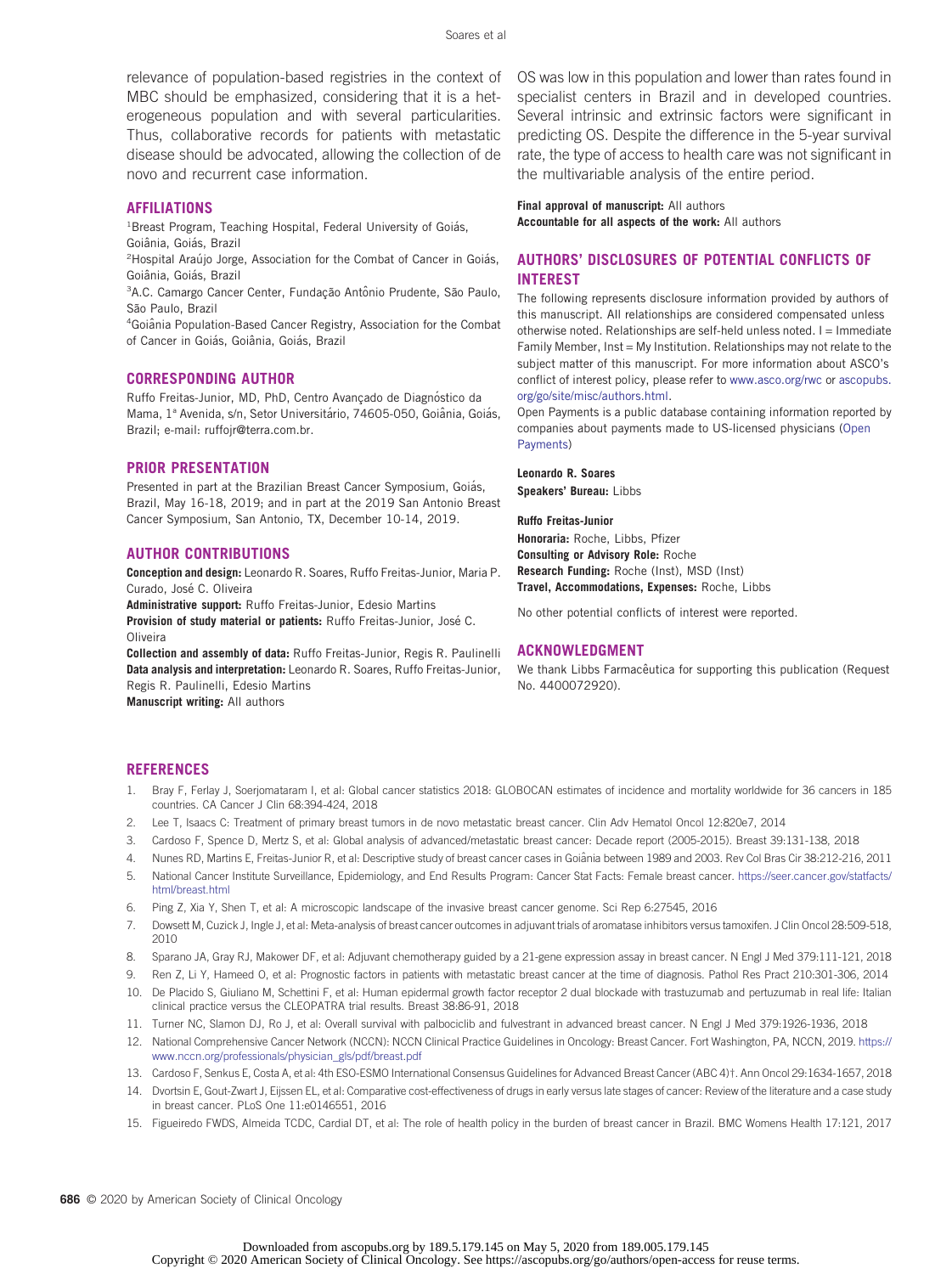relevance of population-based registries in the context of MBC should be emphasized, considering that it is a heterogeneous population and with several particularities. Thus, collaborative records for patients with metastatic disease should be advocated, allowing the collection of de novo and recurrent case information.

OS was low in this population and lower than rates found in specialist centers in Brazil and in developed countries. Several intrinsic and extrinsic factors were significant in predicting OS. Despite the difference in the 5-year survival rate, the type of access to health care was not significant in the multivariable analysis of the entire period.

## AFFILIATIONS

[1]Breast Program, Teaching Hospital, Federal University of Goiás, Goiânia, Goiás, Brazil
[2]Hospital Araújo Jorge, Association for the Combat of Cancer in Goiás, Goiânia, Goiás, Brazil
[3]A.C. Camargo Cancer Center, Fundação Antônio Prudente, São Paulo, São Paulo, Brazil
[4]Goiânia Population-Based Cancer Registry, Association for the Combat of Cancer in Goiás, Goiânia, Goiás, Brazil

## CORRESPONDING AUTHOR

Ruffo Freitas-Junior, MD, PhD, Centro Avançado de Diagnóstico da Mama, 1ª Avenida, s/n, Setor Universitário, 74605-050, Goiânia, Goiás, Brazil; e-mail: ruffojr@terra.com.br.

## PRIOR PRESENTATION

Presented in part at the Brazilian Breast Cancer Symposium, Goiás, Brazil, May 16-18, 2019; and in part at the 2019 San Antonio Breast Cancer Symposium, San Antonio, TX, December 10-14, 2019.

## AUTHOR CONTRIBUTIONS

**Conception and design:** Leonardo R. Soares, Ruffo Freitas-Junior, Maria P. Curado, José C. Oliveira
**Administrative support:** Ruffo Freitas-Junior, Edesio Martins
**Provision of study material or patients:** Ruffo Freitas-Junior, José C. Oliveira
**Collection and assembly of data:** Ruffo Freitas-Junior, Regis R. Paulinelli
**Data analysis and interpretation:** Leonardo R. Soares, Ruffo Freitas-Junior, Regis R. Paulinelli, Edesio Martins
**Manuscript writing:** All authors
**Final approval of manuscript:** All authors
**Accountable for all aspects of the work:** All authors

## AUTHORS' DISCLOSURES OF POTENTIAL CONFLICTS OF INTEREST

The following represents disclosure information provided by authors of this manuscript. All relationships are considered compensated unless otherwise noted. Relationships are self-held unless noted. I = Immediate Family Member, Inst = My Institution. Relationships may not relate to the subject matter of this manuscript. For more information about ASCO's conflict of interest policy, please refer to www.asco.org/rwc or ascopubs.org/go/site/misc/authors.html.

Open Payments is a public database containing information reported by companies about payments made to US-licensed physicians (Open Payments)

**Leonardo R. Soares**
**Speakers' Bureau:** Libbs

**Ruffo Freitas-Junior**
**Honoraria:** Roche, Libbs, Pfizer
**Consulting or Advisory Role:** Roche
**Research Funding:** Roche (Inst), MSD (Inst)
**Travel, Accommodations, Expenses:** Roche, Libbs

No other potential conflicts of interest were reported.

## ACKNOWLEDGMENT

We thank Libbs Farmacêutica for supporting this publication (Request No. 4400072920).

## REFERENCES

1. Bray F, Ferlay J, Soerjomataram I, et al: Global cancer statistics 2018: GLOBOCAN estimates of incidence and mortality worldwide for 36 cancers in 185 countries. CA Cancer J Clin 68:394-424, 2018
2. Lee T, Isaacs C: Treatment of primary breast tumors in de novo metastatic breast cancer. Clin Adv Hematol Oncol 12:820e7, 2014
3. Cardoso F, Spence D, Mertz S, et al: Global analysis of advanced/metastatic breast cancer: Decade report (2005-2015). Breast 39:131-138, 2018
4. Nunes RD, Martins E, Freitas-Junior R, et al: Descriptive study of breast cancer cases in Goiânia between 1989 and 2003. Rev Col Bras Cir 38:212-216, 2011
5. National Cancer Institute Surveillance, Epidemiology, and End Results Program: Cancer Stat Facts: Female breast cancer. https://seer.cancer.gov/statfacts/html/breast.html
6. Ping Z, Xia Y, Shen T, et al: A microscopic landscape of the invasive breast cancer genome. Sci Rep 6:27545, 2016
7. Dowsett M, Cuzick J, Ingle J, et al: Meta-analysis of breast cancer outcomes in adjuvant trials of aromatase inhibitors versus tamoxifen. J Clin Oncol 28:509-518, 2010
8. Sparano JA, Gray RJ, Makower DF, et al: Adjuvant chemotherapy guided by a 21-gene expression assay in breast cancer. N Engl J Med 379:111-121, 2018
9. Ren Z, Li Y, Hameed O, et al: Prognostic factors in patients with metastatic breast cancer at the time of diagnosis. Pathol Res Pract 210:301-306, 2014
10. De Placido S, Giuliano M, Schettini F, et al: Human epidermal growth factor receptor 2 dual blockade with trastuzumab and pertuzumab in real life: Italian clinical practice versus the CLEOPATRA trial results. Breast 38:86-91, 2018
11. Turner NC, Slamon DJ, Ro J, et al: Overall survival with palbociclib and fulvestrant in advanced breast cancer. N Engl J Med 379:1926-1936, 2018
12. National Comprehensive Cancer Network (NCCN): NCCN Clinical Practice Guidelines in Oncology: Breast Cancer. Fort Washington, PA, NCCN, 2019. https://www.nccn.org/professionals/physician_gls/pdf/breast.pdf
13. Cardoso F, Senkus E, Costa A, et al: 4th ESO-ESMO International Consensus Guidelines for Advanced Breast Cancer (ABC 4)†. Ann Oncol 29:1634-1657, 2018
14. Dvortsin E, Gout-Zwart J, Eijssen EL, et al: Comparative cost-effectiveness of drugs in early versus late stages of cancer: Review of the literature and a case study in breast cancer. PLoS One 11:e0146551, 2016
15. Figueiredo FWDS, Almeida TCDC, Cardial DT, et al: The role of health policy in the burden of breast cancer in Brazil. BMC Womens Health 17:121, 2017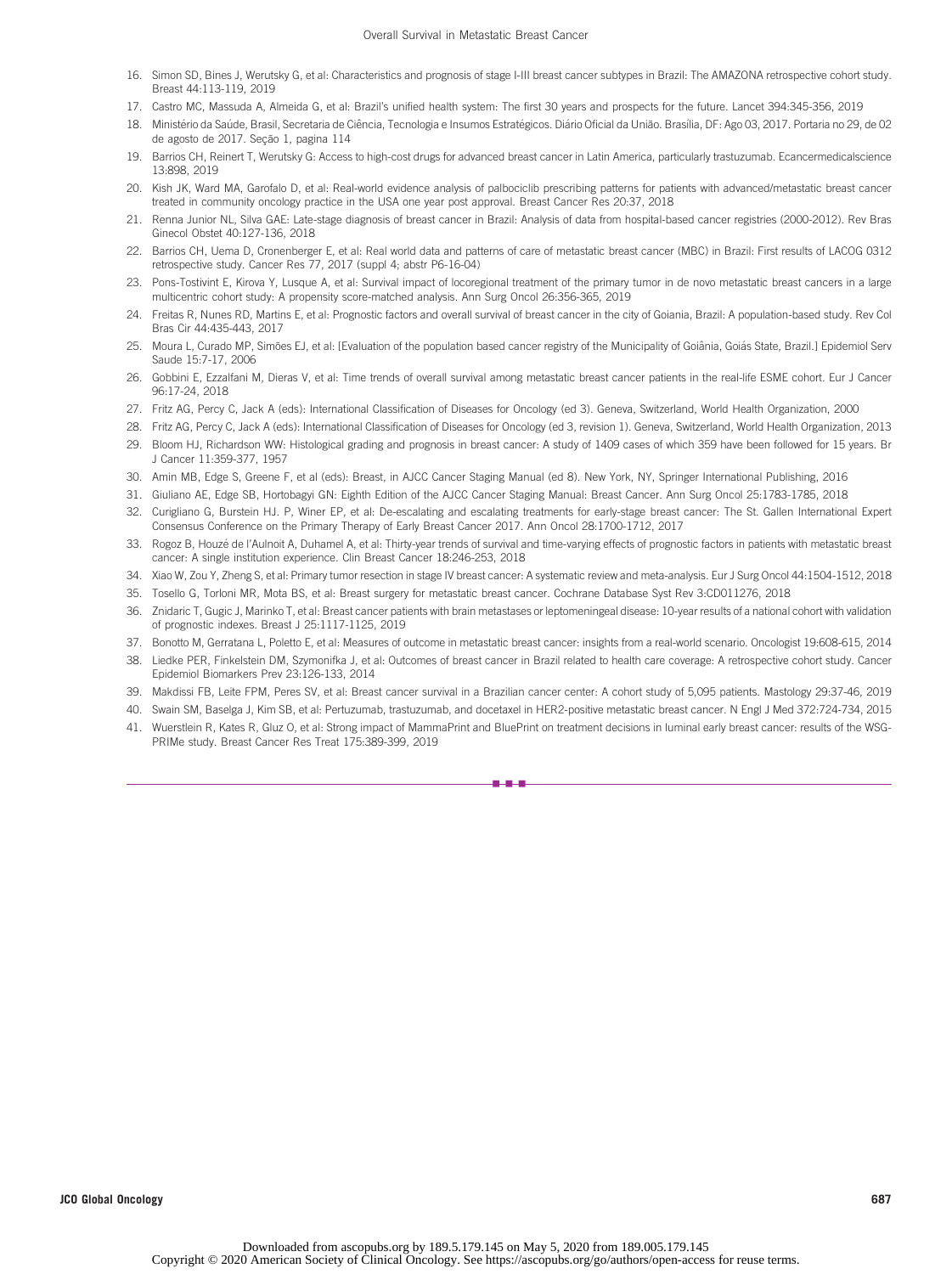16. Simon SD, Bines J, Werutsky G, et al: Characteristics and prognosis of stage I-III breast cancer subtypes in Brazil: The AMAZONA retrospective cohort study. Breast 44:113-119, 2019
17. Castro MC, Massuda A, Almeida G, et al: Brazil's unified health system: The first 30 years and prospects for the future. Lancet 394:345-356, 2019
18. Ministério da Saúde, Brasil, Secretaria de Ciência, Tecnologia e Insumos Estratégicos. Diário Oficial da União. Brasília, DF: Ago 03, 2017. Portaria no 29, de 02 de agosto de 2017. Seção 1, pagina 114
19. Barrios CH, Reinert T, Werutsky G: Access to high-cost drugs for advanced breast cancer in Latin America, particularly trastuzumab. Ecancermedicalscience 13:898, 2019
20. Kish JK, Ward MA, Garofalo D, et al: Real-world evidence analysis of palbociclib prescribing patterns for patients with advanced/metastatic breast cancer treated in community oncology practice in the USA one year post approval. Breast Cancer Res 20:37, 2018
21. Renna Junior NL, Silva GAE: Late-stage diagnosis of breast cancer in Brazil: Analysis of data from hospital-based cancer registries (2000-2012). Rev Bras Ginecol Obstet 40:127-136, 2018
22. Barrios CH, Uema D, Cronenberger E, et al: Real world data and patterns of care of metastatic breast cancer (MBC) in Brazil: First results of LACOG 0312 retrospective study. Cancer Res 77, 2017 (suppl 4; abstr P6-16-04)
23. Pons-Tostivint E, Kirova Y, Lusque A, et al: Survival impact of locoregional treatment of the primary tumor in de novo metastatic breast cancers in a large multicentric cohort study: A propensity score-matched analysis. Ann Surg Oncol 26:356-365, 2019
24. Freitas R, Nunes RD, Martins E, et al: Prognostic factors and overall survival of breast cancer in the city of Goiania, Brazil: A population-based study. Rev Col Bras Cir 44:435-443, 2017
25. Moura L, Curado MP, Simões EJ, et al: [Evaluation of the population based cancer registry of the Municipality of Goiânia, Goiás State, Brazil.] Epidemiol Serv Saude 15:7-17, 2006
26. Gobbini E, Ezzalfani M, Dieras V, et al: Time trends of overall survival among metastatic breast cancer patients in the real-life ESME cohort. Eur J Cancer 96:17-24, 2018
27. Fritz AG, Percy C, Jack A (eds): International Classification of Diseases for Oncology (ed 3). Geneva, Switzerland, World Health Organization, 2000
28. Fritz AG, Percy C, Jack A (eds): International Classification of Diseases for Oncology (ed 3, revision 1). Geneva, Switzerland, World Health Organization, 2013
29. Bloom HJ, Richardson WW: Histological grading and prognosis in breast cancer: A study of 1409 cases of which 359 have been followed for 15 years. Br J Cancer 11:359-377, 1957
30. Amin MB, Edge S, Greene F, et al (eds): Breast, in AJCC Cancer Staging Manual (ed 8). New York, NY, Springer International Publishing, 2016
31. Giuliano AE, Edge SB, Hortobagyi GN: Eighth Edition of the AJCC Cancer Staging Manual: Breast Cancer. Ann Surg Oncol 25:1783-1785, 2018
32. Curigliano G, Burstein HJ. P, Winer EP, et al: De-escalating and escalating treatments for early-stage breast cancer: The St. Gallen International Expert Consensus Conference on the Primary Therapy of Early Breast Cancer 2017. Ann Oncol 28:1700-1712, 2017
33. Rogoz B, Houzé de l'Aulnoit A, Duhamel A, et al: Thirty-year trends of survival and time-varying effects of prognostic factors in patients with metastatic breast cancer: A single institution experience. Clin Breast Cancer 18:246-253, 2018
34. Xiao W, Zou Y, Zheng S, et al: Primary tumor resection in stage IV breast cancer: A systematic review and meta-analysis. Eur J Surg Oncol 44:1504-1512, 2018
35. Tosello G, Torloni MR, Mota BS, et al: Breast surgery for metastatic breast cancer. Cochrane Database Syst Rev 3:CD011276, 2018
36. Znidaric T, Gugic J, Marinko T, et al: Breast cancer patients with brain metastases or leptomeningeal disease: 10-year results of a national cohort with validation of prognostic indexes. Breast J 25:1117-1125, 2019
37. Bonotto M, Gerratana L, Poletto E, et al: Measures of outcome in metastatic breast cancer: insights from a real-world scenario. Oncologist 19:608-615, 2014
38. Liedke PER, Finkelstein DM, Szymonifka J, et al: Outcomes of breast cancer in Brazil related to health care coverage: A retrospective cohort study. Cancer Epidemiol Biomarkers Prev 23:126-133, 2014
39. Makdissi FB, Leite FPM, Peres SV, et al: Breast cancer survival in a Brazilian cancer center: A cohort study of 5,095 patients. Mastology 29:37-46, 2019
40. Swain SM, Baselga J, Kim SB, et al: Pertuzumab, trastuzumab, and docetaxel in HER2-positive metastatic breast cancer. N Engl J Med 372:724-734, 2015
41. Wuerstlein R, Kates R, Gluz O, et al: Strong impact of MammaPrint and BluePrint on treatment decisions in luminal early breast cancer: results of the WSG-PRIMe study. Breast Cancer Res Treat 175:389-399, 2019